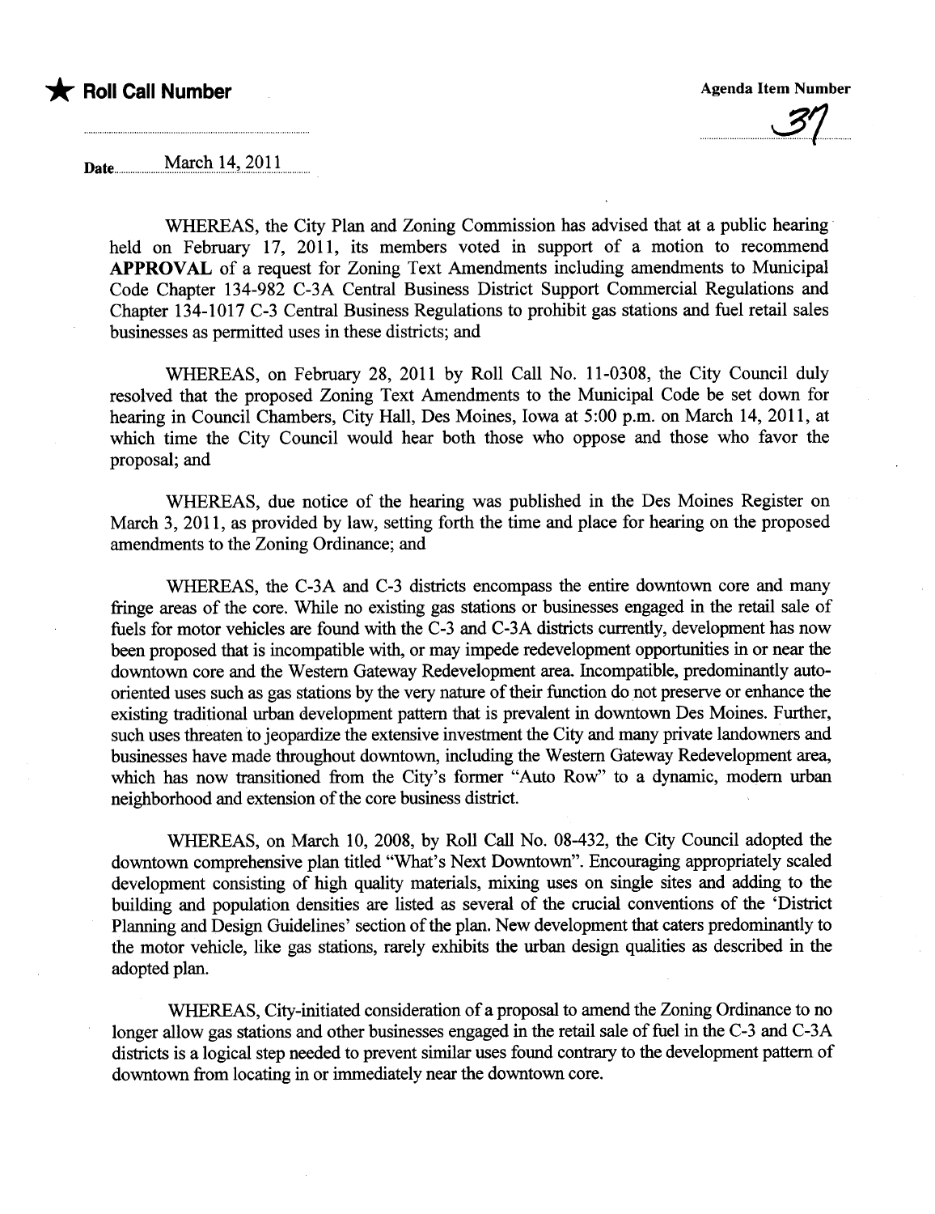★ **Roll Call Number** 

**Agenda Item Number** 37

Date March 14, 2011

WHEREAS, the City Plan and Zoning Commission has advised that at a public hearing held on February 17, 2011, its members voted in support of a motion to recommend **APPROVAL** of a request for Zoning Text Amendments including amendments to Municipal Code Chapter 134-982 C-3A Central Business District Support Commercial Regulations and Chapter 134-1017 C-3 Central Business Regulations to prohibit gas stations and fuel retail sales businesses as permitted uses in these districts; and

WHEREAS, on February 28, 2011 by Roll Call No. 11-0308, the City Council duly resolved that the proposed Zoning Text Amendments to the Municipal Code be set down for hearing in Council Chambers, City Hall, Des Moines, Iowa at 5:00 p.m. on March 14, 2011, at which time the City Council would hear both those who oppose and those who favor the proposal; and

WHEREAS, due notice of the hearing was published in the Des Moines Register on March 3, 2011, as provided by law, setting forth the time and place for hearing on the proposed amendments to the Zoning Ordinance; and

WHEREAS, the C-3A and C-3 districts encompass the entire downtown core and many fringe areas of the core. While no existing gas stations or businesses engaged in the retail sale of fuels for motor vehicles are found with the C-3 and C-3A districts currently, development has now been proposed that is incompatible with, or may impede redevelopment opportunities in or near the downtown core and the Western Gateway Redevelopment area. Incompatible, predominantly auto-oriented uses such as gas stations by the very nature of their function do not preserve or enhance the existing traditional urban development pattern that is prevalent in downtown Des Moines. Further, such uses threaten to jeopardize the extensive investment the City and many private landowners and businesses have made throughout downtown, including the Western Gateway Redevelopment area, which has now transitioned from the City's former "Auto Row" to a dynamic, modern urban neighborhood and extension of the core business district.

WHEREAS, on March 10, 2008, by Roll Call No. 08-432, the City Council adopted the downtown comprehensive plan titled "What's Next Downtown". Encouraging appropriately scaled development consisting of high quality materials, mixing uses on single sites and adding to the building and population densities are listed as several of the crucial conventions of the 'District Planning and Design Guidelines' section of the plan. New development that caters predominantly to the motor vehicle, like gas stations, rarely exhibits the urban design qualities as described in the adopted plan.

WHEREAS, City-initiated consideration of a proposal to amend the Zoning Ordinance to no longer allow gas stations and other businesses engaged in the retail sale of fuel in the C-3 and C-3A districts is a logical step needed to prevent similar uses found contrary to the development pattern of downtown from locating in or immediately near the downtown core.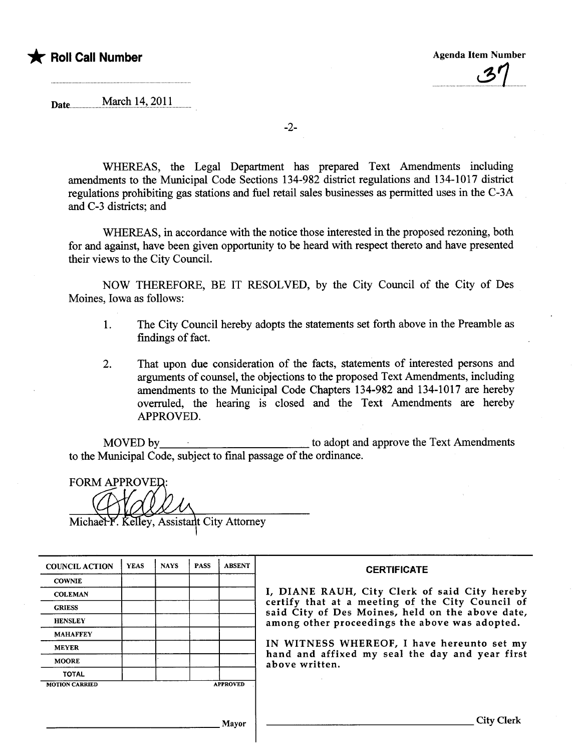★ **Roll Call Number**

**Agenda Item Number**

37

Date March 14, 2011

WHEREAS, the Legal Department has prepared Text Amendments including amendments to the Municipal Code Sections 134-982 district regulations and 134-1017 district regulations prohibiting gas stations and fuel retail sales businesses as permitted uses in the C-3A and C-3 districts; and

WHEREAS, in accordance with the notice those interested in the proposed rezoning, both for and against, have been given opportunity to be heard with respect thereto and have presented their views to the City Council.

NOW THEREFORE, BE IT RESOLVED, by the City Council of the City of Des Moines, Iowa as follows:

1. The City Council hereby adopts the statements set forth above in the Preamble as findings of fact.

2. That upon due consideration of the facts, statements of interested persons and arguments of counsel, the objections to the proposed Text Amendments, including amendments to the Municipal Code Chapters 134-982 and 134-1017 are hereby overruled, the hearing is closed and the Text Amendments are hereby APPROVED.

MOVED by\_\_\_\_\_\_\_\_\_\_\_\_\_\_\_\_\_\_\_\_\_\_ to adopt and approve the Text Amendments to the Municipal Code, subject to final passage of the ordinance.

FORM APPROVED:

Michael F. Kelley, Assistant City Attorney

| COUNCIL ACTION | YEAS | NAYS | PASS | ABSENT |
|---|---|---|---|---|
| COWNIE | | | | |
| COLEMAN | | | | |
| GRIESS | | | | |
| HENSLEY | | | | |
| MAHAFFEY | | | | |
| MEYER | | | | |
| MOORE | | | | |
| TOTAL | | | | |

MOTION CARRIED APPROVED

\_\_\_\_\_\_\_\_\_\_\_\_\_\_\_\_\_\_\_\_ Mayor

**CERTIFICATE**

I, DIANE RAUH, City Clerk of said City hereby certify that at a meeting of the City Council of said City of Des Moines, held on the above date, among other proceedings the above was adopted.

IN WITNESS WHEREOF, I have hereunto set my hand and affixed my seal the day and year first above written.

\_\_\_\_\_\_\_\_\_\_\_\_\_\_\_\_\_\_\_\_ City Clerk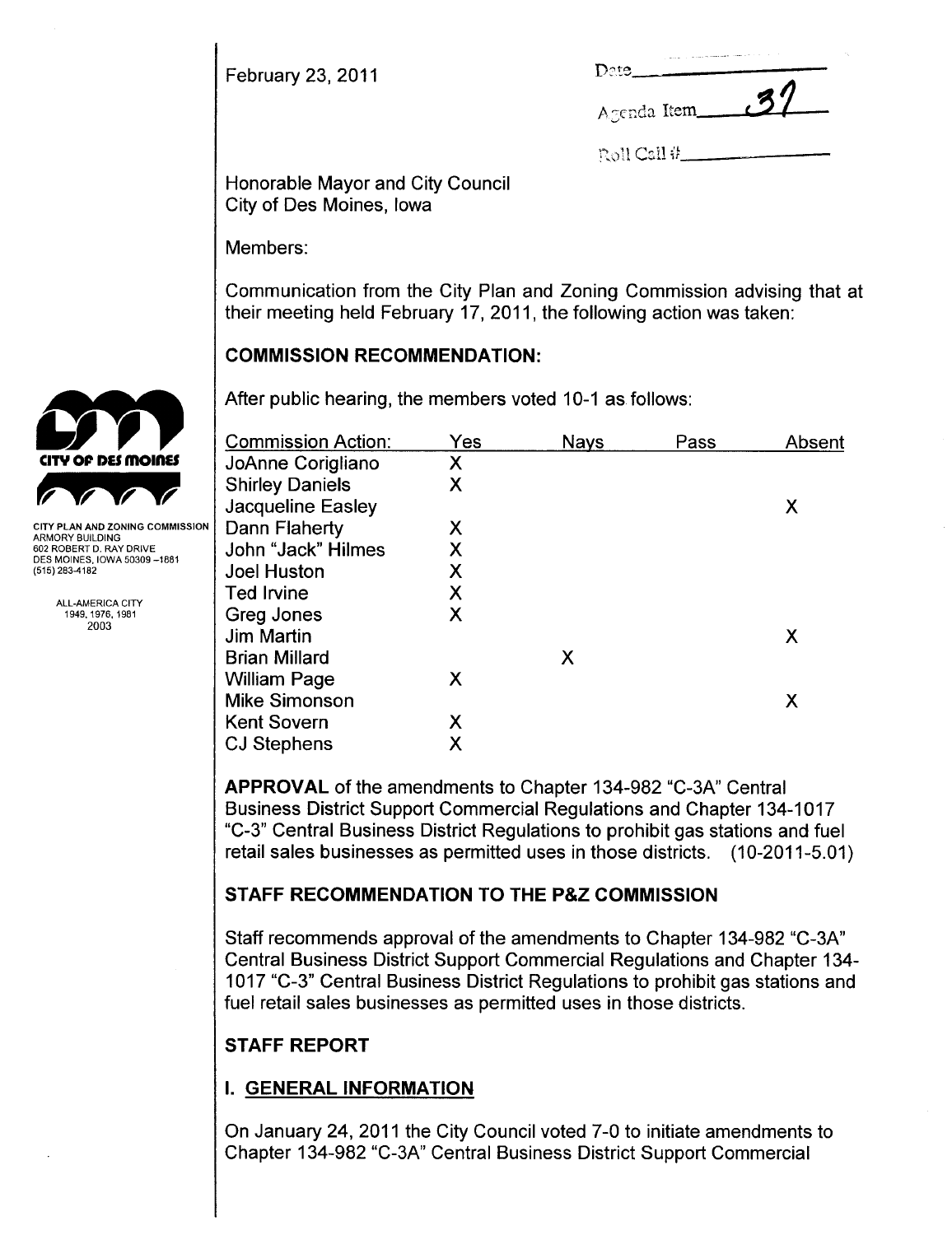February 23, 2011

Date\_\_\_\_\_\_\_\_\_\_

Agenda Item 37

Roll Call #\_\_\_\_\_\_\_\_\_\_

Honorable Mayor and City Council
City of Des Moines, Iowa

CITY PLAN AND ZONING COMMISSION
ARMORY BUILDING
602 ROBERT D. RAY DRIVE
DES MOINES, IOWA 50309-1881
(515) 283-4182

ALL-AMERICA CITY
1949, 1976, 1981
2003

Members:

Communication from the City Plan and Zoning Commission advising that at their meeting held February 17, 2011, the following action was taken:

## COMMISSION RECOMMENDATION:

After public hearing, the members voted 10-1 as follows:

| Commission Action: | Yes | Nays | Pass | Absent |
|---|---|---|---|---|
| JoAnne Corigliano | X | | | |
| Shirley Daniels | X | | | |
| Jacqueline Easley | | | | X |
| Dann Flaherty | X | | | |
| John "Jack" Hilmes | X | | | |
| Joel Huston | X | | | |
| Ted Irvine | X | | | |
| Greg Jones | X | | | |
| Jim Martin | | | | X |
| Brian Millard | | X | | |
| William Page | X | | | |
| Mike Simonson | | | | X |
| Kent Sovern | X | | | |
| CJ Stephens | X | | | |

**APPROVAL** of the amendments to Chapter 134-982 "C-3A" Central Business District Support Commercial Regulations and Chapter 134-1017 "C-3" Central Business District Regulations to prohibit gas stations and fuel retail sales businesses as permitted uses in those districts. (10-2011-5.01)

## STAFF RECOMMENDATION TO THE P&Z COMMISSION

Staff recommends approval of the amendments to Chapter 134-982 "C-3A" Central Business District Support Commercial Regulations and Chapter 134-1017 "C-3" Central Business District Regulations to prohibit gas stations and fuel retail sales businesses as permitted uses in those districts.

## STAFF REPORT

## I. GENERAL INFORMATION

On January 24, 2011 the City Council voted 7-0 to initiate amendments to Chapter 134-982 "C-3A" Central Business District Support Commercial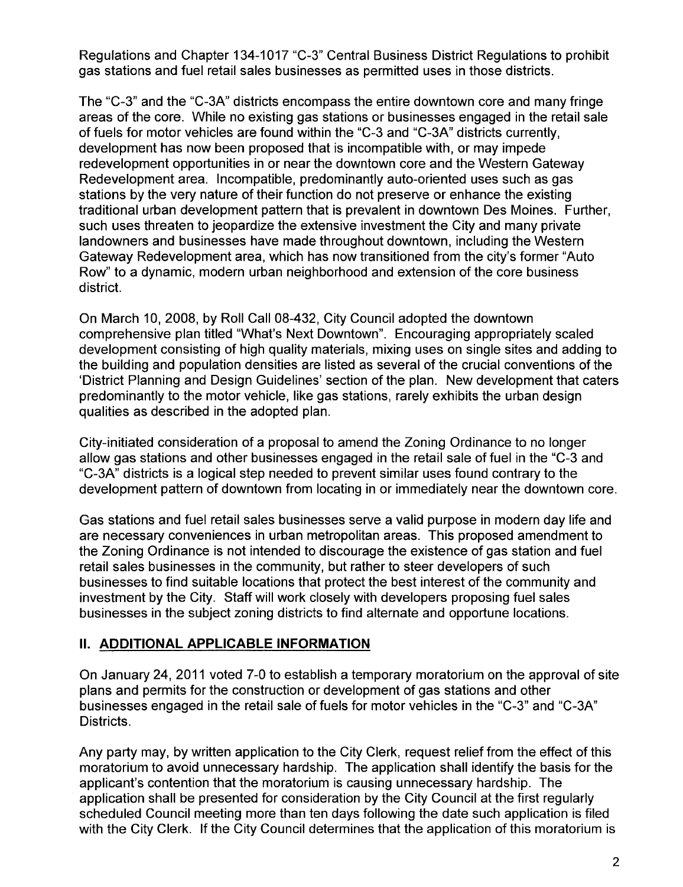Regulations and Chapter 134-1017 "C-3" Central Business District Regulations to prohibit gas stations and fuel retail sales businesses as permitted uses in those districts.

The "C-3" and the "C-3A" districts encompass the entire downtown core and many fringe areas of the core. While no existing gas stations or businesses engaged in the retail sale of fuels for motor vehicles are found within the "C-3 and "C-3A" districts currently, development has now been proposed that is incompatible with, or may impede redevelopment opportunities in or near the downtown core and the Western Gateway Redevelopment area. Incompatible, predominantly auto-oriented uses such as gas stations by the very nature of their function do not preserve or enhance the existing traditional urban development pattern that is prevalent in downtown Des Moines. Further, such uses threaten to jeopardize the extensive investment the City and many private landowners and businesses have made throughout downtown, including the Western Gateway Redevelopment area, which has now transitioned from the city's former "Auto Row" to a dynamic, modern urban neighborhood and extension of the core business district.

On March 10, 2008, by Roll Call 08-432, City Council adopted the downtown comprehensive plan titled "What's Next Downtown". Encouraging appropriately scaled development consisting of high quality materials, mixing uses on single sites and adding to the building and population densities are listed as several of the crucial conventions of the 'District Planning and Design Guidelines' section of the plan. New development that caters predominantly to the motor vehicle, like gas stations, rarely exhibits the urban design qualities as described in the adopted plan.

City-initiated consideration of a proposal to amend the Zoning Ordinance to no longer allow gas stations and other businesses engaged in the retail sale of fuel in the "C-3 and "C-3A" districts is a logical step needed to prevent similar uses found contrary to the development pattern of downtown from locating in or immediately near the downtown core.

Gas stations and fuel retail sales businesses serve a valid purpose in modern day life and are necessary conveniences in urban metropolitan areas. This proposed amendment to the Zoning Ordinance is not intended to discourage the existence of gas station and fuel retail sales businesses in the community, but rather to steer developers of such businesses to find suitable locations that protect the best interest of the community and investment by the City. Staff will work closely with developers proposing fuel sales businesses in the subject zoning districts to find alternate and opportune locations.

## II. ADDITIONAL APPLICABLE INFORMATION

On January 24, 2011 voted 7-0 to establish a temporary moratorium on the approval of site plans and permits for the construction or development of gas stations and other businesses engaged in the retail sale of fuels for motor vehicles in the "C-3" and "C-3A" Districts.

Any party may, by written application to the City Clerk, request relief from the effect of this moratorium to avoid unnecessary hardship. The application shall identify the basis for the applicant's contention that the moratorium is causing unnecessary hardship. The application shall be presented for consideration by the City Council at the first regularly scheduled Council meeting more than ten days following the date such application is filed with the City Clerk. If the City Council determines that the application of this moratorium is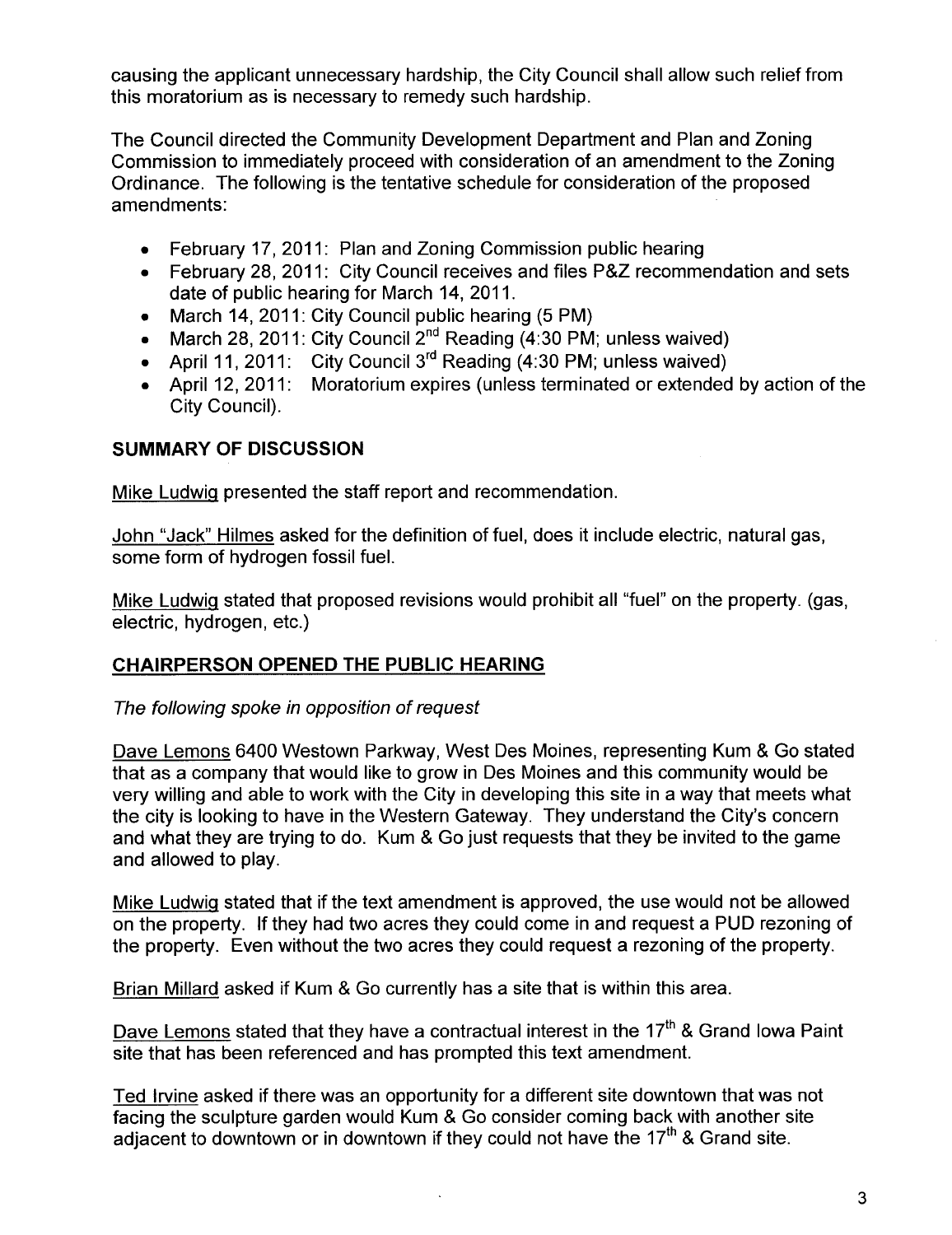causing the applicant unnecessary hardship, the City Council shall allow such relief from this moratorium as is necessary to remedy such hardship.

The Council directed the Community Development Department and Plan and Zoning Commission to immediately proceed with consideration of an amendment to the Zoning Ordinance. The following is the tentative schedule for consideration of the proposed amendments:

- February 17, 2011: Plan and Zoning Commission public hearing
- February 28, 2011: City Council receives and files P&Z recommendation and sets date of public hearing for March 14, 2011.
- March 14, 2011: City Council public hearing (5 PM)
- March 28, 2011: City Council 2nd Reading (4:30 PM; unless waived)
- April 11, 2011: City Council 3rd Reading (4:30 PM; unless waived)
- April 12, 2011: Moratorium expires (unless terminated or extended by action of the City Council).

## SUMMARY OF DISCUSSION

Mike Ludwig presented the staff report and recommendation.

John "Jack" Hilmes asked for the definition of fuel, does it include electric, natural gas, some form of hydrogen fossil fuel.

Mike Ludwig stated that proposed revisions would prohibit all "fuel" on the property. (gas, electric, hydrogen, etc.)

## CHAIRPERSON OPENED THE PUBLIC HEARING

*The following spoke in opposition of request*

Dave Lemons 6400 Westown Parkway, West Des Moines, representing Kum & Go stated that as a company that would like to grow in Des Moines and this community would be very willing and able to work with the City in developing this site in a way that meets what the city is looking to have in the Western Gateway. They understand the City's concern and what they are trying to do. Kum & Go just requests that they be invited to the game and allowed to play.

Mike Ludwig stated that if the text amendment is approved, the use would not be allowed on the property. If they had two acres they could come in and request a PUD rezoning of the property. Even without the two acres they could request a rezoning of the property.

Brian Millard asked if Kum & Go currently has a site that is within this area.

Dave Lemons stated that they have a contractual interest in the 17th & Grand Iowa Paint site that has been referenced and has prompted this text amendment.

Ted Irvine asked if there was an opportunity for a different site downtown that was not facing the sculpture garden would Kum & Go consider coming back with another site adjacent to downtown or in downtown if they could not have the 17th & Grand site.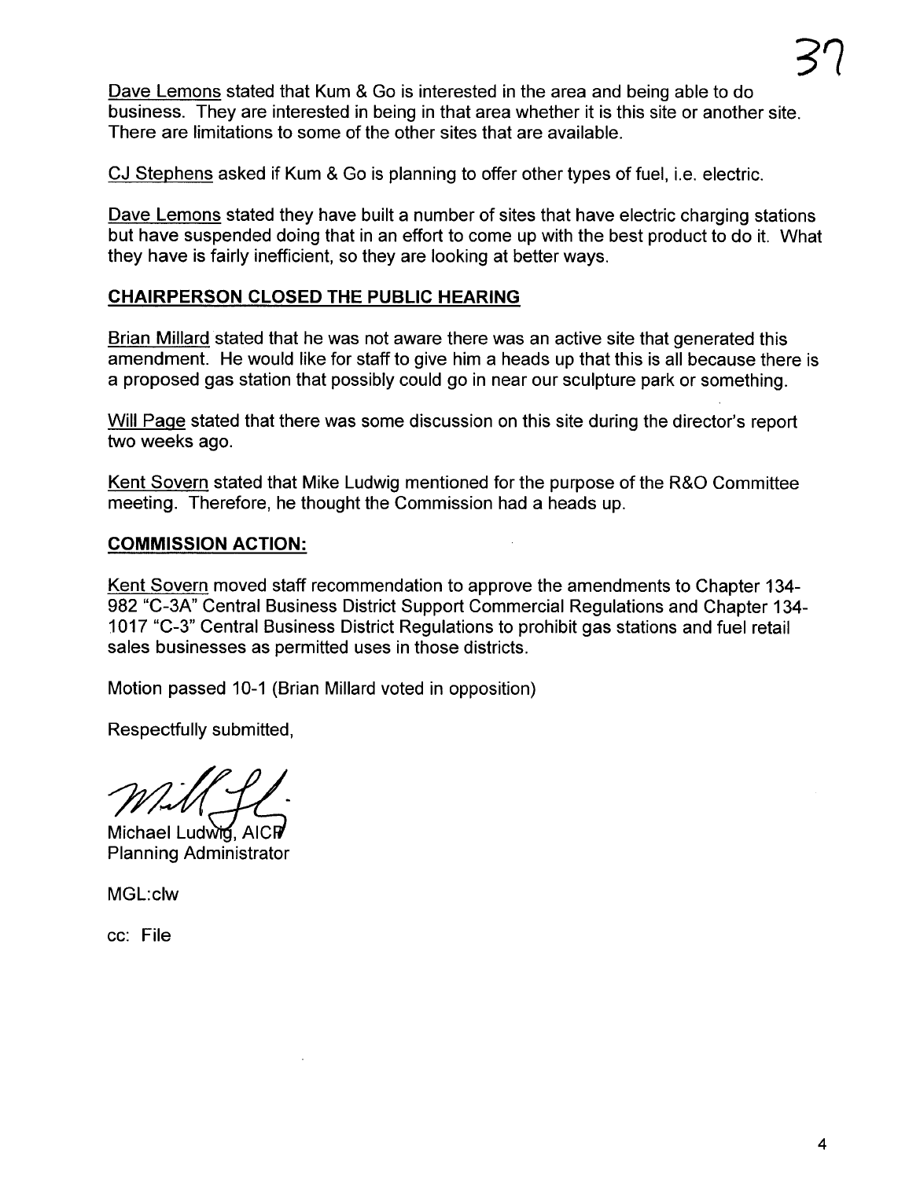Dave Lemons stated that Kum & Go is interested in the area and being able to do business. They are interested in being in that area whether it is this site or another site. There are limitations to some of the other sites that are available.

CJ Stephens asked if Kum & Go is planning to offer other types of fuel, i.e. electric.

Dave Lemons stated they have built a number of sites that have electric charging stations but have suspended doing that in an effort to come up with the best product to do it. What they have is fairly inefficient, so they are looking at better ways.

**CHAIRPERSON CLOSED THE PUBLIC HEARING**

Brian Millard stated that he was not aware there was an active site that generated this amendment. He would like for staff to give him a heads up that this is all because there is a proposed gas station that possibly could go in near our sculpture park or something.

Will Page stated that there was some discussion on this site during the director's report two weeks ago.

Kent Sovern stated that Mike Ludwig mentioned for the purpose of the R&O Committee meeting. Therefore, he thought the Commission had a heads up.

**COMMISSION ACTION:**

Kent Sovern moved staff recommendation to approve the amendments to Chapter 134-982 "C-3A" Central Business District Support Commercial Regulations and Chapter 134-1017 "C-3" Central Business District Regulations to prohibit gas stations and fuel retail sales businesses as permitted uses in those districts.

Motion passed 10-1 (Brian Millard voted in opposition)

Respectfully submitted,

Michael Ludwig, AICP
Planning Administrator

MGL:clw

cc: File